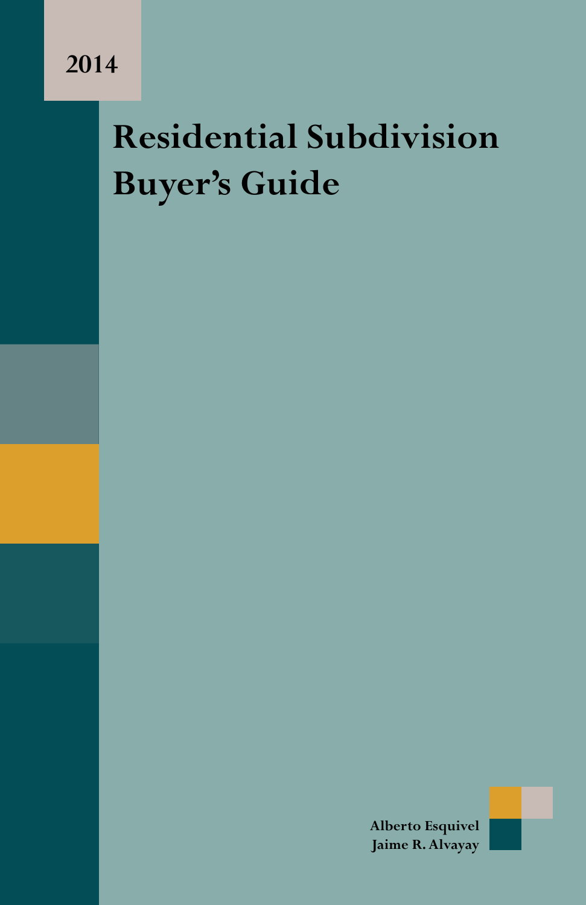2014

# Residential Subdivision Buyer's Guide

Alberto Esquivel
Jaime R. Alvayay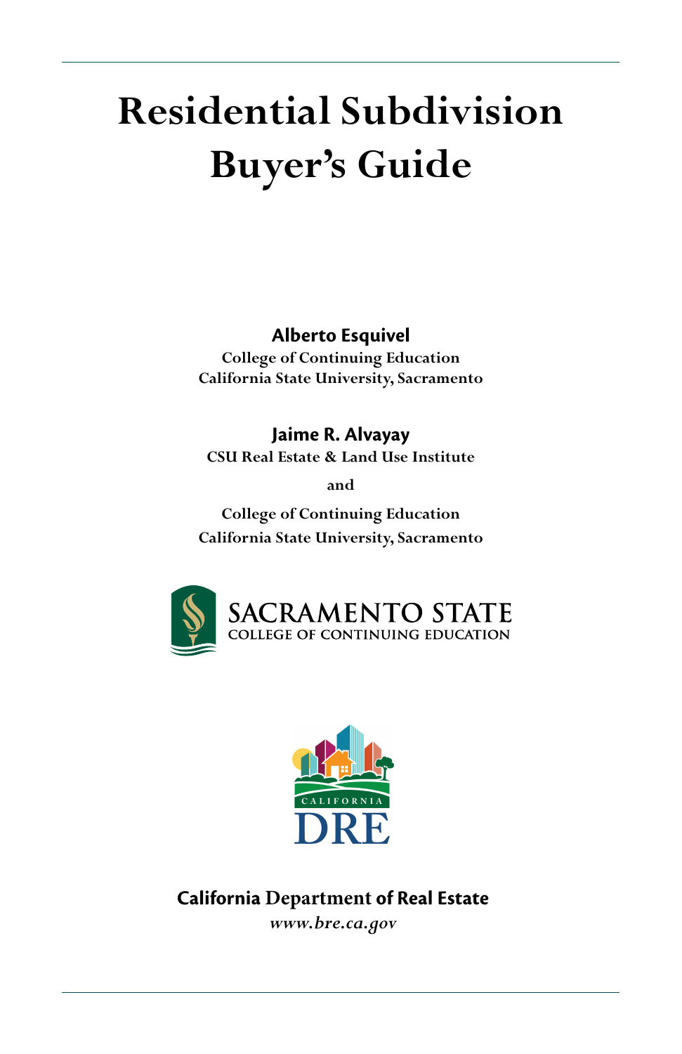# Residential Subdivision Buyer's Guide

**Alberto Esquivel**
College of Continuing Education
California State University, Sacramento

**Jaime R. Alvayay**
CSU Real Estate & Land Use Institute

and

College of Continuing Education
California State University, Sacramento

SACRAMENTO STATE
COLLEGE OF CONTINUING EDUCATION

CALIFORNIA
DRE

**California Department of Real Estate**
*www.bre.ca.gov*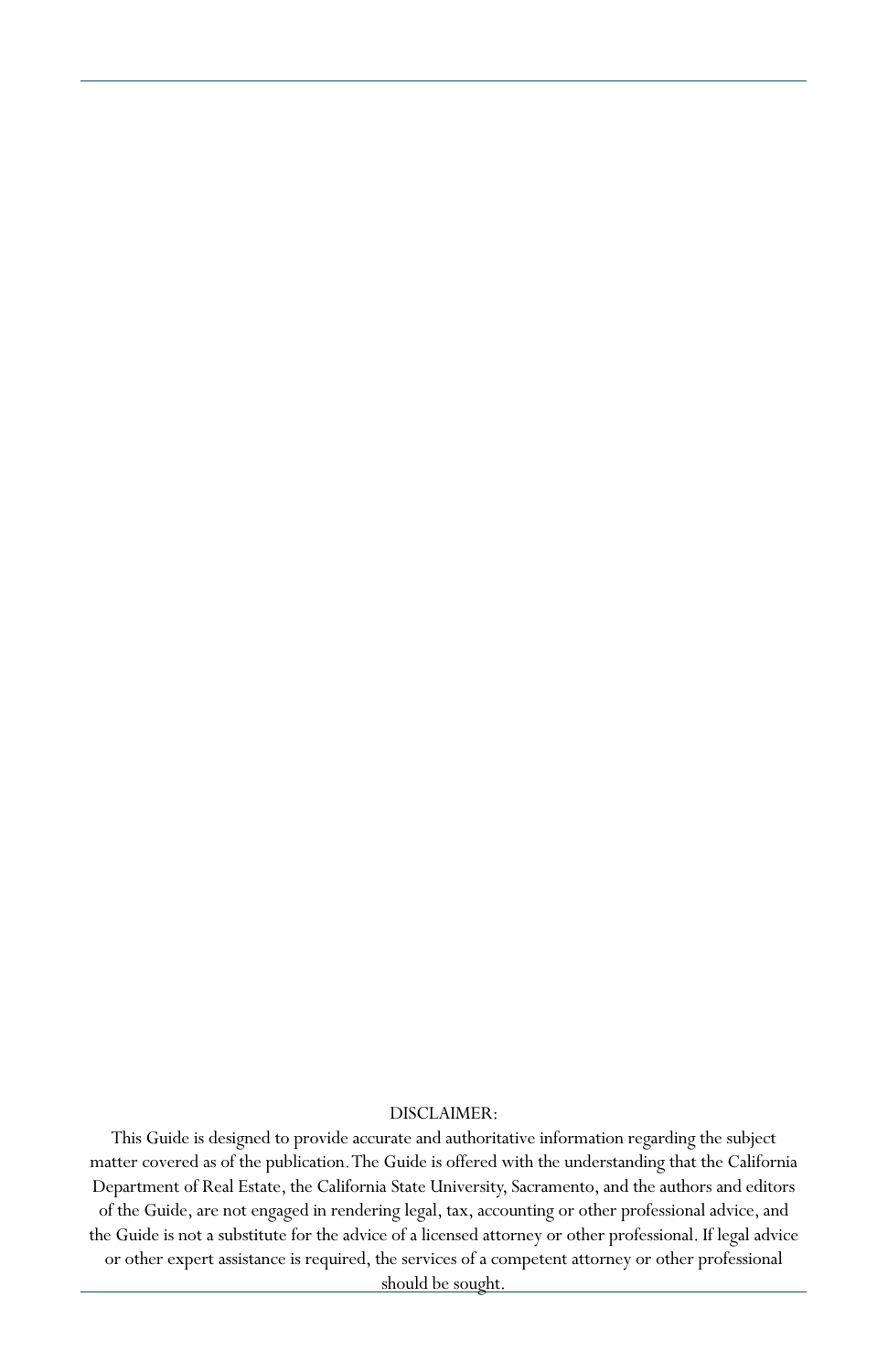DISCLAIMER:

This Guide is designed to provide accurate and authoritative information regarding the subject matter covered as of the publication. The Guide is offered with the understanding that the California Department of Real Estate, the California State University, Sacramento, and the authors and editors of the Guide, are not engaged in rendering legal, tax, accounting or other professional advice, and the Guide is not a substitute for the advice of a licensed attorney or other professional. If legal advice or other expert assistance is required, the services of a competent attorney or other professional should be sought.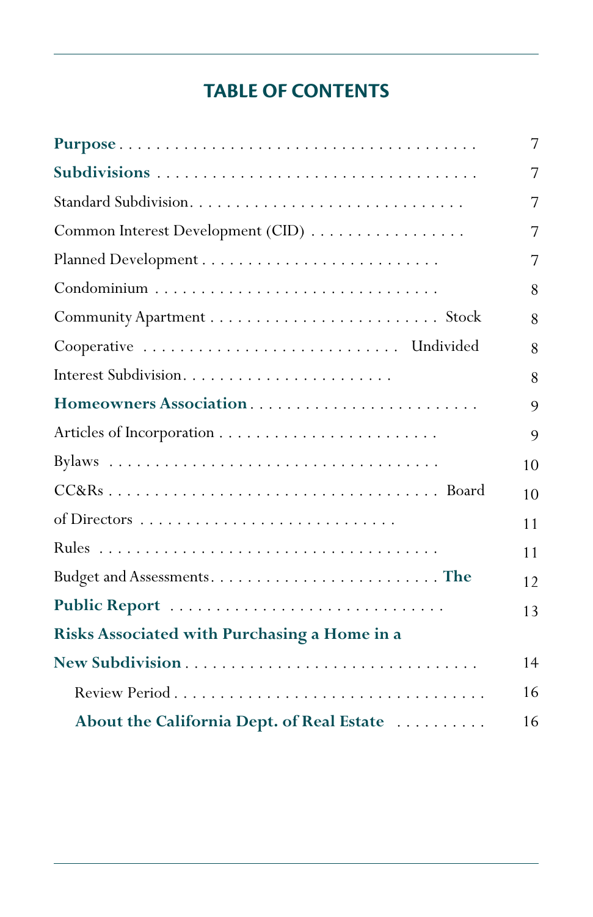## TABLE OF CONTENTS

| | |
|---|---|
| **Purpose** | 7 |
| **Subdivisions** | 7 |
| Standard Subdivision | 7 |
| Common Interest Development (CID) | 7 |
| Planned Development | 7 |
| Condominium | 8 |
| Community Apartment | 8 |
| Stock Cooperative | 8 |
| Undivided Interest Subdivision | 8 |
| **Homeowners Association** | 9 |
| Articles of Incorporation | 9 |
| Bylaws | 10 |
| CC&Rs | 10 |
| Board of Directors | 11 |
| Rules | 11 |
| Budget and Assessments | 12 |
| **The Public Report** | 13 |
| **Risks Associated with Purchasing a Home in a New Subdivision** | 14 |
| Review Period | 16 |
| **About the California Dept. of Real Estate** | 16 |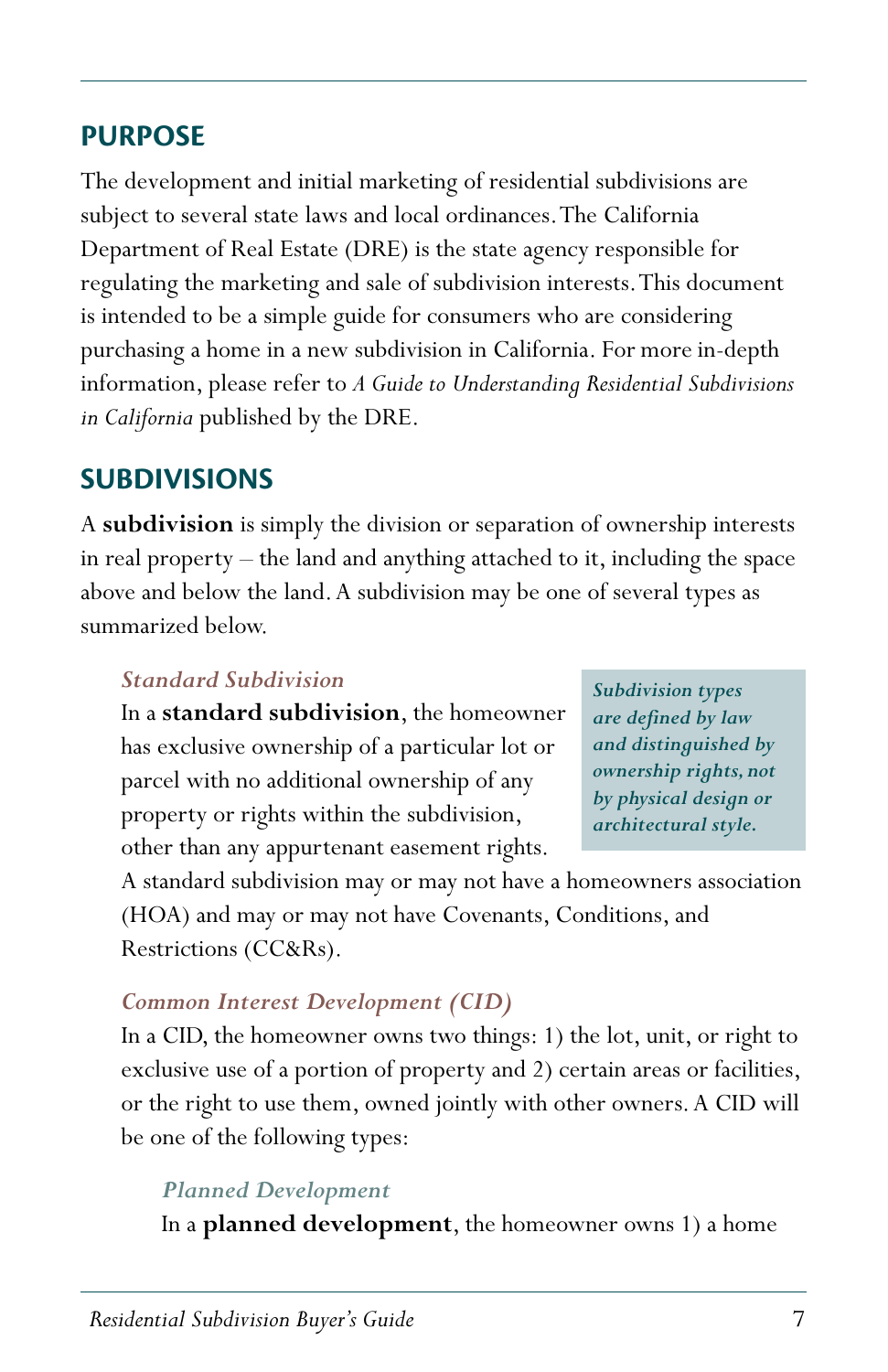## PURPOSE

The development and initial marketing of residential subdivisions are subject to several state laws and local ordinances. The California Department of Real Estate (DRE) is the state agency responsible for regulating the marketing and sale of subdivision interests. This document is intended to be a simple guide for consumers who are considering purchasing a home in a new subdivision in California. For more in-depth information, please refer to *A Guide to Understanding Residential Subdivisions in California* published by the DRE.

## SUBDIVISIONS

A **subdivision** is simply the division or separation of ownership interests in real property – the land and anything attached to it, including the space above and below the land. A subdivision may be one of several types as summarized below.

***Subdivision types are defined by law and distinguished by ownership rights, not by physical design or architectural style.***

### *Standard Subdivision*

In a **standard subdivision**, the homeowner has exclusive ownership of a particular lot or parcel with no additional ownership of any property or rights within the subdivision, other than any appurtenant easement rights. A standard subdivision may or may not have a homeowners association (HOA) and may or may not have Covenants, Conditions, and Restrictions (CC&Rs).

### *Common Interest Development (CID)*

In a CID, the homeowner owns two things: 1) the lot, unit, or right to exclusive use of a portion of property and 2) certain areas or facilities, or the right to use them, owned jointly with other owners. A CID will be one of the following types:

#### *Planned Development*

In a **planned development**, the homeowner owns 1) a home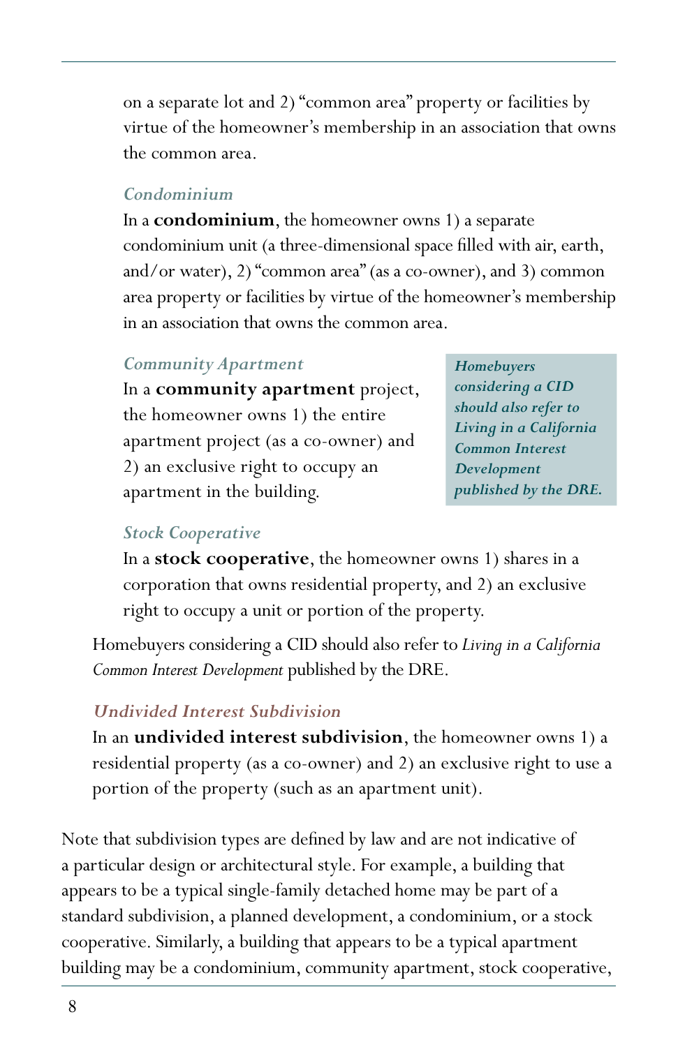on a separate lot and 2) "common area" property or facilities by virtue of the homeowner's membership in an association that owns the common area.

### *Condominium*

In a **condominium**, the homeowner owns 1) a separate condominium unit (a three-dimensional space filled with air, earth, and/or water), 2) "common area" (as a co-owner), and 3) common area property or facilities by virtue of the homeowner's membership in an association that owns the common area.

### *Community Apartment*

In a **community apartment** project, the homeowner owns 1) the entire apartment project (as a co-owner) and 2) an exclusive right to occupy an apartment in the building.

***Homebuyers considering a CID should also refer to Living in a California Common Interest Development published by the DRE.***

### *Stock Cooperative*

In a **stock cooperative**, the homeowner owns 1) shares in a corporation that owns residential property, and 2) an exclusive right to occupy a unit or portion of the property.

Homebuyers considering a CID should also refer to *Living in a California Common Interest Development* published by the DRE.

### *Undivided Interest Subdivision*

In an **undivided interest subdivision**, the homeowner owns 1) a residential property (as a co-owner) and 2) an exclusive right to use a portion of the property (such as an apartment unit).

Note that subdivision types are defined by law and are not indicative of a particular design or architectural style. For example, a building that appears to be a typical single-family detached home may be part of a standard subdivision, a planned development, a condominium, or a stock cooperative. Similarly, a building that appears to be a typical apartment building may be a condominium, community apartment, stock cooperative,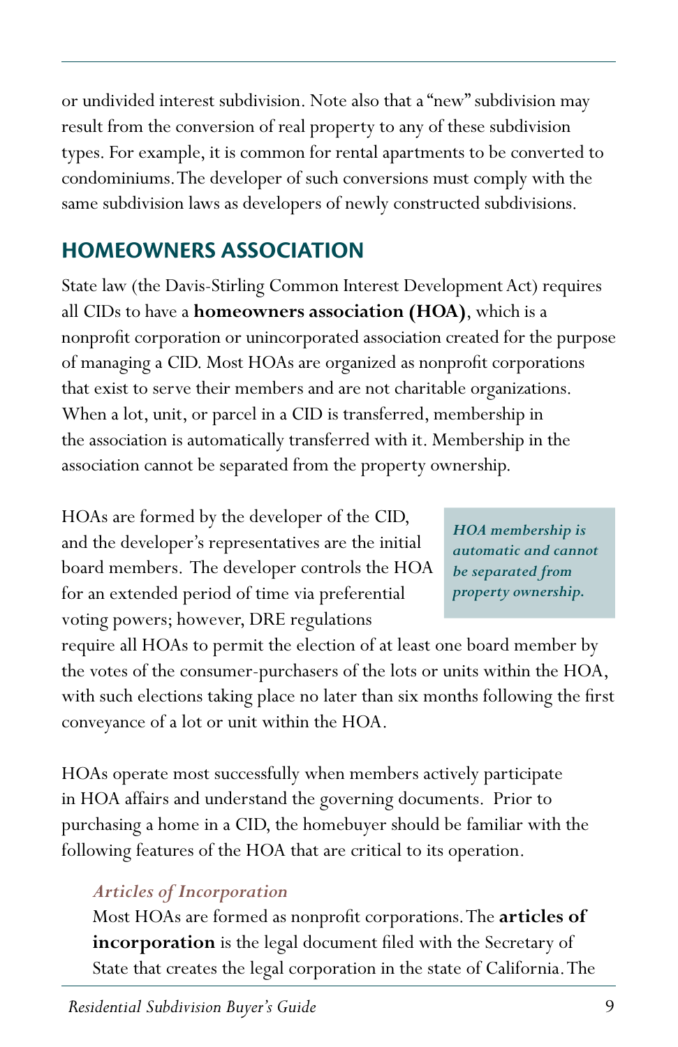or undivided interest subdivision. Note also that a "new" subdivision may result from the conversion of real property to any of these subdivision types. For example, it is common for rental apartments to be converted to condominiums. The developer of such conversions must comply with the same subdivision laws as developers of newly constructed subdivisions.

## HOMEOWNERS ASSOCIATION

State law (the Davis-Stirling Common Interest Development Act) requires all CIDs to have a **homeowners association (HOA)**, which is a nonprofit corporation or unincorporated association created for the purpose of managing a CID. Most HOAs are organized as nonprofit corporations that exist to serve their members and are not charitable organizations. When a lot, unit, or parcel in a CID is transferred, membership in the association is automatically transferred with it. Membership in the association cannot be separated from the property ownership.

> ***HOA membership is automatic and cannot be separated from property ownership.***

HOAs are formed by the developer of the CID, and the developer's representatives are the initial board members. The developer controls the HOA for an extended period of time via preferential voting powers; however, DRE regulations require all HOAs to permit the election of at least one board member by the votes of the consumer-purchasers of the lots or units within the HOA, with such elections taking place no later than six months following the first conveyance of a lot or unit within the HOA.

HOAs operate most successfully when members actively participate in HOA affairs and understand the governing documents. Prior to purchasing a home in a CID, the homebuyer should be familiar with the following features of the HOA that are critical to its operation.

### *Articles of Incorporation*

Most HOAs are formed as nonprofit corporations. The **articles of incorporation** is the legal document filed with the Secretary of State that creates the legal corporation in the state of California. The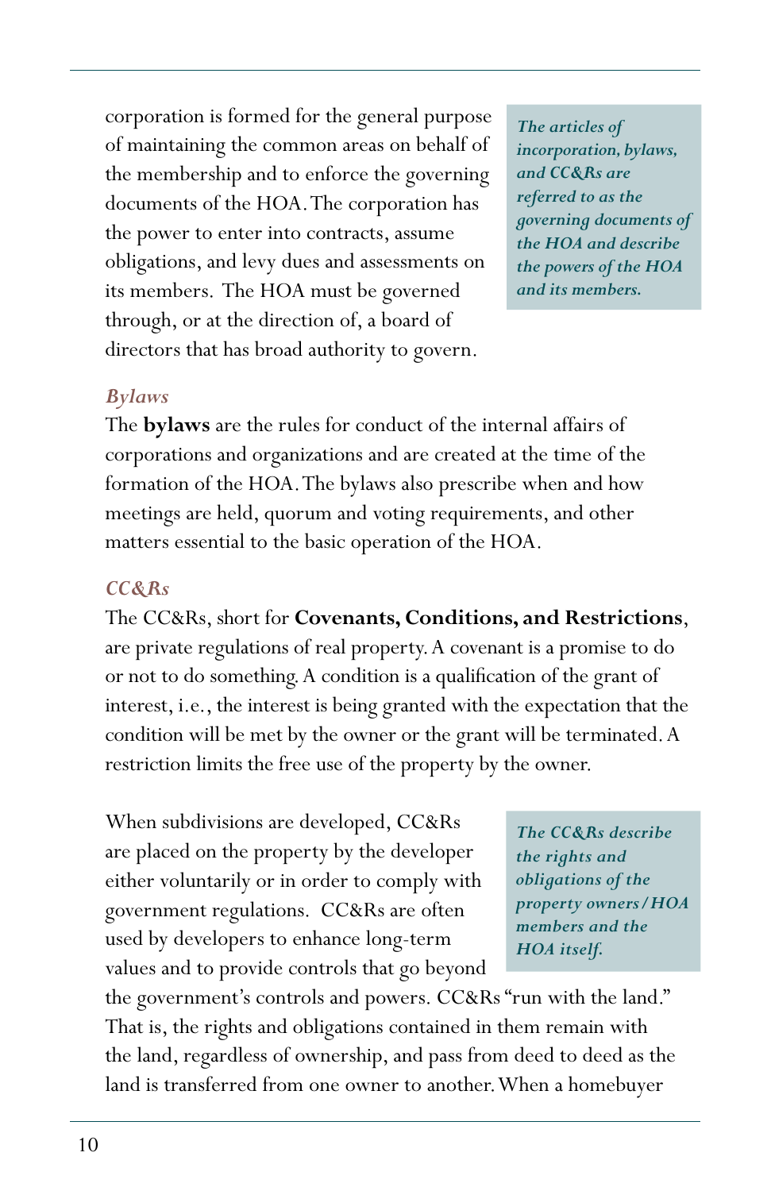corporation is formed for the general purpose of maintaining the common areas on behalf of the membership and to enforce the governing documents of the HOA. The corporation has the power to enter into contracts, assume obligations, and levy dues and assessments on its members. The HOA must be governed through, or at the direction of, a board of directors that has broad authority to govern.

> ***The articles of incorporation, bylaws, and CC&Rs are referred to as the governing documents of the HOA and describe the powers of the HOA and its members.***

### *Bylaws*

The **bylaws** are the rules for conduct of the internal affairs of corporations and organizations and are created at the time of the formation of the HOA. The bylaws also prescribe when and how meetings are held, quorum and voting requirements, and other matters essential to the basic operation of the HOA.

### *CC&Rs*

The CC&Rs, short for **Covenants, Conditions, and Restrictions**, are private regulations of real property. A covenant is a promise to do or not to do something. A condition is a qualification of the grant of interest, i.e., the interest is being granted with the expectation that the condition will be met by the owner or the grant will be terminated. A restriction limits the free use of the property by the owner.

When subdivisions are developed, CC&Rs are placed on the property by the developer either voluntarily or in order to comply with government regulations. CC&Rs are often used by developers to enhance long-term values and to provide controls that go beyond the government's controls and powers. CC&Rs "run with the land." That is, the rights and obligations contained in them remain with the land, regardless of ownership, and pass from deed to deed as the land is transferred from one owner to another. When a homebuyer

> ***The CC&Rs describe the rights and obligations of the property owners/HOA members and the HOA itself.***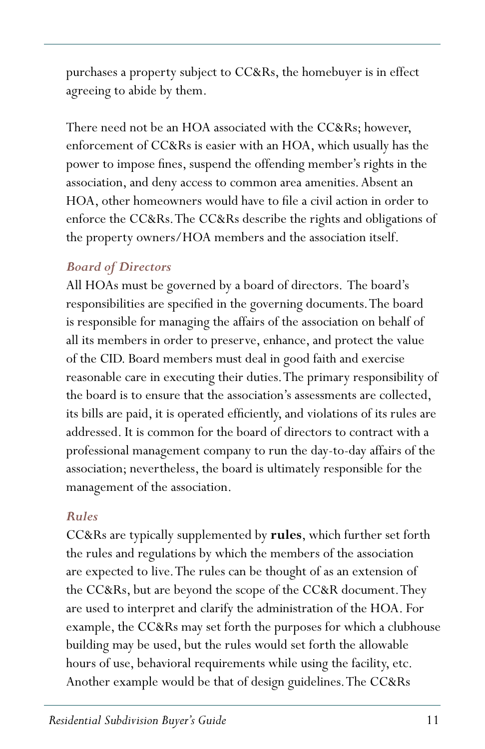purchases a property subject to CC&Rs, the homebuyer is in effect agreeing to abide by them.

There need not be an HOA associated with the CC&Rs; however, enforcement of CC&Rs is easier with an HOA, which usually has the power to impose fines, suspend the offending member's rights in the association, and deny access to common area amenities. Absent an HOA, other homeowners would have to file a civil action in order to enforce the CC&Rs. The CC&Rs describe the rights and obligations of the property owners/HOA members and the association itself.

### *Board of Directors*

All HOAs must be governed by a board of directors. The board's responsibilities are specified in the governing documents. The board is responsible for managing the affairs of the association on behalf of all its members in order to preserve, enhance, and protect the value of the CID. Board members must deal in good faith and exercise reasonable care in executing their duties. The primary responsibility of the board is to ensure that the association's assessments are collected, its bills are paid, it is operated efficiently, and violations of its rules are addressed. It is common for the board of directors to contract with a professional management company to run the day-to-day affairs of the association; nevertheless, the board is ultimately responsible for the management of the association.

### *Rules*

CC&Rs are typically supplemented by **rules**, which further set forth the rules and regulations by which the members of the association are expected to live. The rules can be thought of as an extension of the CC&Rs, but are beyond the scope of the CC&R document. They are used to interpret and clarify the administration of the HOA. For example, the CC&Rs may set forth the purposes for which a clubhouse building may be used, but the rules would set forth the allowable hours of use, behavioral requirements while using the facility, etc. Another example would be that of design guidelines. The CC&Rs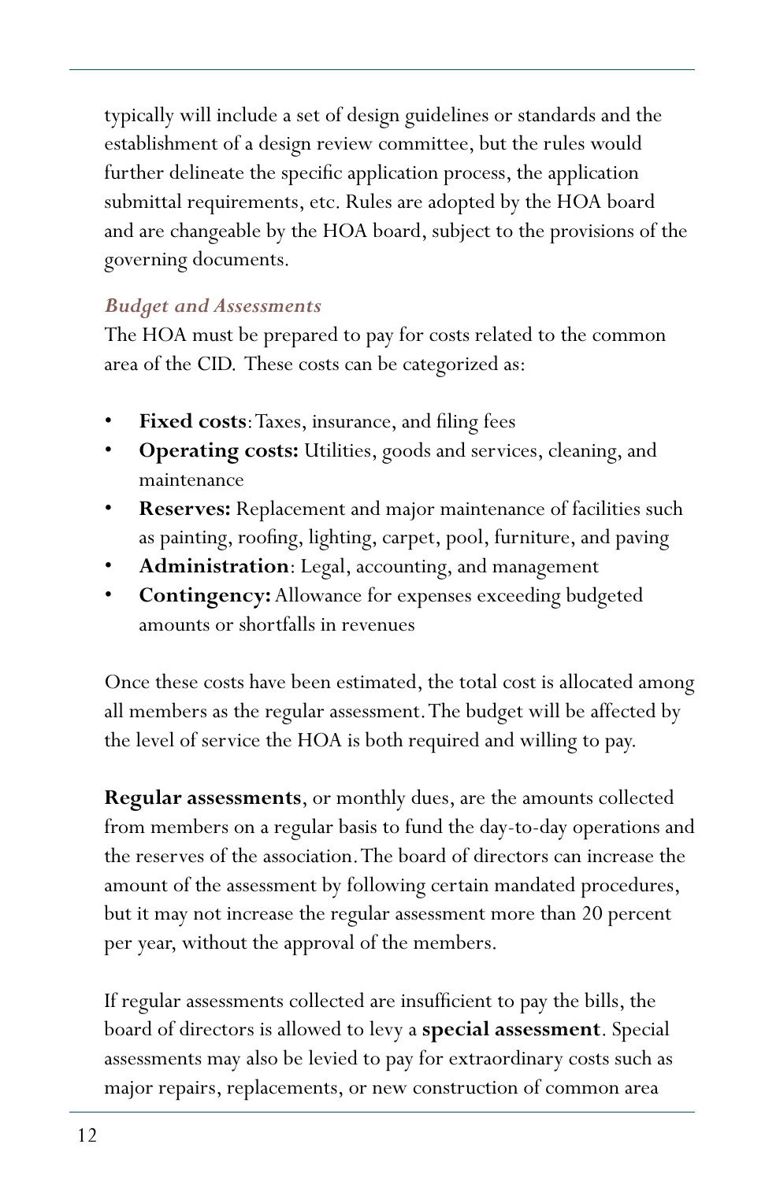typically will include a set of design guidelines or standards and the establishment of a design review committee, but the rules would further delineate the specific application process, the application submittal requirements, etc. Rules are adopted by the HOA board and are changeable by the HOA board, subject to the provisions of the governing documents.

### *Budget and Assessments*

The HOA must be prepared to pay for costs related to the common area of the CID. These costs can be categorized as:

- **Fixed costs**: Taxes, insurance, and filing fees
- **Operating costs:** Utilities, goods and services, cleaning, and maintenance
- **Reserves:** Replacement and major maintenance of facilities such as painting, roofing, lighting, carpet, pool, furniture, and paving
- **Administration**: Legal, accounting, and management
- **Contingency:** Allowance for expenses exceeding budgeted amounts or shortfalls in revenues

Once these costs have been estimated, the total cost is allocated among all members as the regular assessment. The budget will be affected by the level of service the HOA is both required and willing to pay.

**Regular assessments**, or monthly dues, are the amounts collected from members on a regular basis to fund the day-to-day operations and the reserves of the association. The board of directors can increase the amount of the assessment by following certain mandated procedures, but it may not increase the regular assessment more than 20 percent per year, without the approval of the members.

If regular assessments collected are insufficient to pay the bills, the board of directors is allowed to levy a **special assessment**. Special assessments may also be levied to pay for extraordinary costs such as major repairs, replacements, or new construction of common area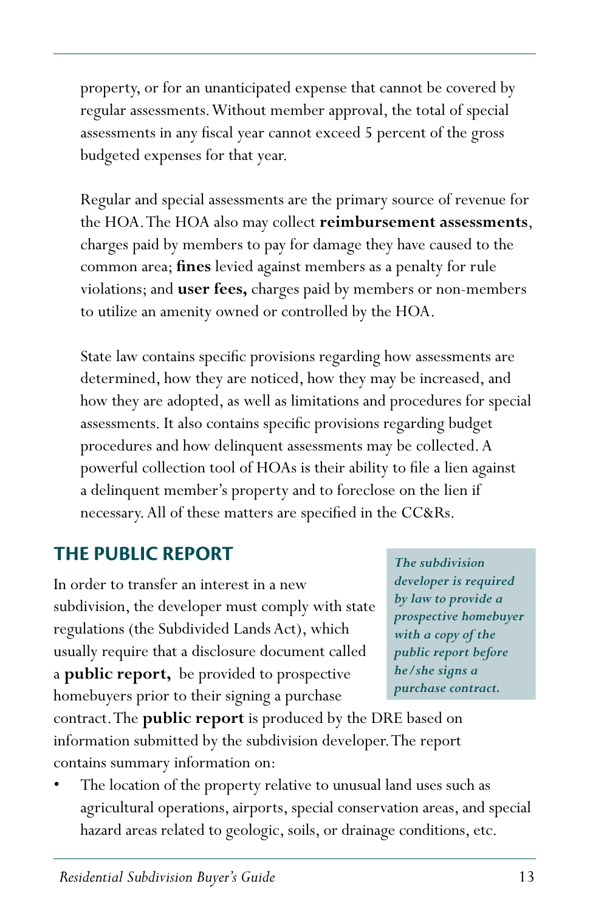property, or for an unanticipated expense that cannot be covered by regular assessments. Without member approval, the total of special assessments in any fiscal year cannot exceed 5 percent of the gross budgeted expenses for that year.

Regular and special assessments are the primary source of revenue for the HOA. The HOA also may collect **reimbursement assessments**, charges paid by members to pay for damage they have caused to the common area; **fines** levied against members as a penalty for rule violations; and **user fees,** charges paid by members or non-members to utilize an amenity owned or controlled by the HOA.

State law contains specific provisions regarding how assessments are determined, how they are noticed, how they may be increased, and how they are adopted, as well as limitations and procedures for special assessments. It also contains specific provisions regarding budget procedures and how delinquent assessments may be collected. A powerful collection tool of HOAs is their ability to file a lien against a delinquent member's property and to foreclose on the lien if necessary. All of these matters are specified in the CC&Rs.

## THE PUBLIC REPORT

*The subdivision developer is required by law to provide a prospective homebuyer with a copy of the public report before he/she signs a purchase contract.*

In order to transfer an interest in a new subdivision, the developer must comply with state regulations (the Subdivided Lands Act), which usually require that a disclosure document called a **public report,** be provided to prospective homebuyers prior to their signing a purchase contract. The **public report** is produced by the DRE based on information submitted by the subdivision developer. The report contains summary information on:

- The location of the property relative to unusual land uses such as agricultural operations, airports, special conservation areas, and special hazard areas related to geologic, soils, or drainage conditions, etc.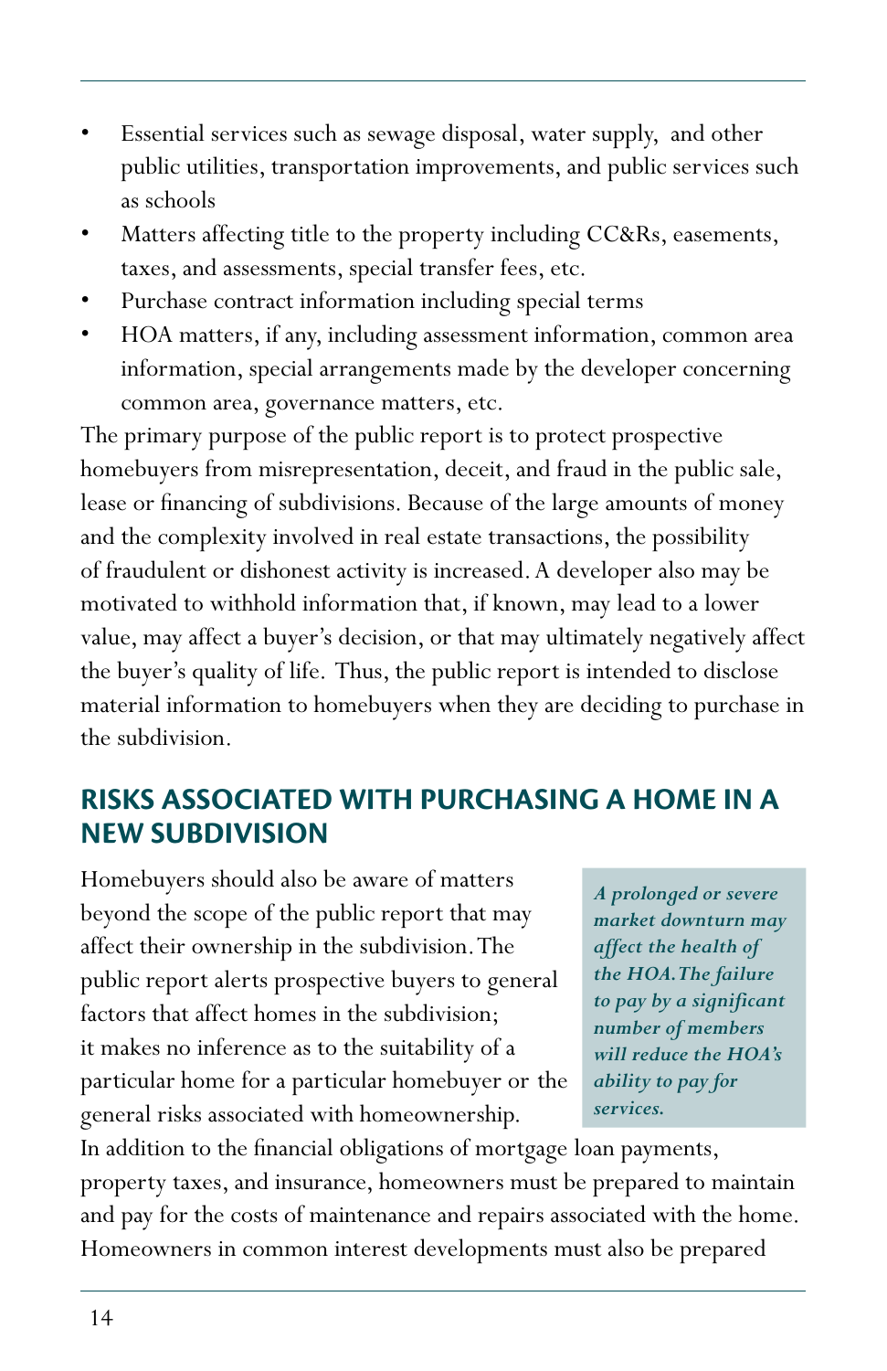- Essential services such as sewage disposal, water supply, and other public utilities, transportation improvements, and public services such as schools
- Matters affecting title to the property including CC&Rs, easements, taxes, and assessments, special transfer fees, etc.
- Purchase contract information including special terms
- HOA matters, if any, including assessment information, common area information, special arrangements made by the developer concerning common area, governance matters, etc.

The primary purpose of the public report is to protect prospective homebuyers from misrepresentation, deceit, and fraud in the public sale, lease or financing of subdivisions. Because of the large amounts of money and the complexity involved in real estate transactions, the possibility of fraudulent or dishonest activity is increased. A developer also may be motivated to withhold information that, if known, may lead to a lower value, may affect a buyer's decision, or that may ultimately negatively affect the buyer's quality of life. Thus, the public report is intended to disclose material information to homebuyers when they are deciding to purchase in the subdivision.

## RISKS ASSOCIATED WITH PURCHASING A HOME IN A NEW SUBDIVISION

Homebuyers should also be aware of matters beyond the scope of the public report that may affect their ownership in the subdivision. The public report alerts prospective buyers to general factors that affect homes in the subdivision; it makes no inference as to the suitability of a particular home for a particular homebuyer or the general risks associated with homeownership.

***A prolonged or severe market downturn may affect the health of the HOA. The failure to pay by a significant number of members will reduce the HOA's ability to pay for services.***

In addition to the financial obligations of mortgage loan payments, property taxes, and insurance, homeowners must be prepared to maintain and pay for the costs of maintenance and repairs associated with the home. Homeowners in common interest developments must also be prepared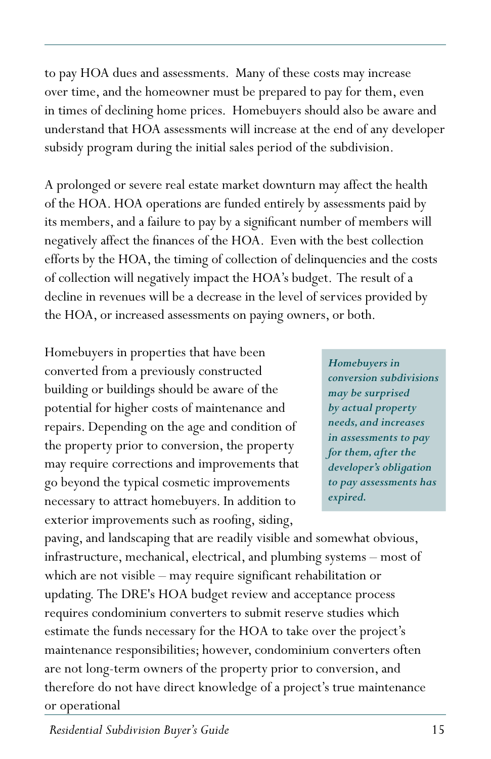to pay HOA dues and assessments. Many of these costs may increase over time, and the homeowner must be prepared to pay for them, even in times of declining home prices. Homebuyers should also be aware and understand that HOA assessments will increase at the end of any developer subsidy program during the initial sales period of the subdivision.

A prolonged or severe real estate market downturn may affect the health of the HOA. HOA operations are funded entirely by assessments paid by its members, and a failure to pay by a significant number of members will negatively affect the finances of the HOA. Even with the best collection efforts by the HOA, the timing of collection of delinquencies and the costs of collection will negatively impact the HOA's budget. The result of a decline in revenues will be a decrease in the level of services provided by the HOA, or increased assessments on paying owners, or both.

> ***Homebuyers in conversion subdivisions may be surprised by actual property needs, and increases in assessments to pay for them, after the developer's obligation to pay assessments has expired.***

Homebuyers in properties that have been converted from a previously constructed building or buildings should be aware of the potential for higher costs of maintenance and repairs. Depending on the age and condition of the property prior to conversion, the property may require corrections and improvements that go beyond the typical cosmetic improvements necessary to attract homebuyers. In addition to exterior improvements such as roofing, siding, paving, and landscaping that are readily visible and somewhat obvious, infrastructure, mechanical, electrical, and plumbing systems – most of which are not visible – may require significant rehabilitation or updating. The DRE's HOA budget review and acceptance process requires condominium converters to submit reserve studies which estimate the funds necessary for the HOA to take over the project's maintenance responsibilities; however, condominium converters often are not long-term owners of the property prior to conversion, and therefore do not have direct knowledge of a project's true maintenance or operational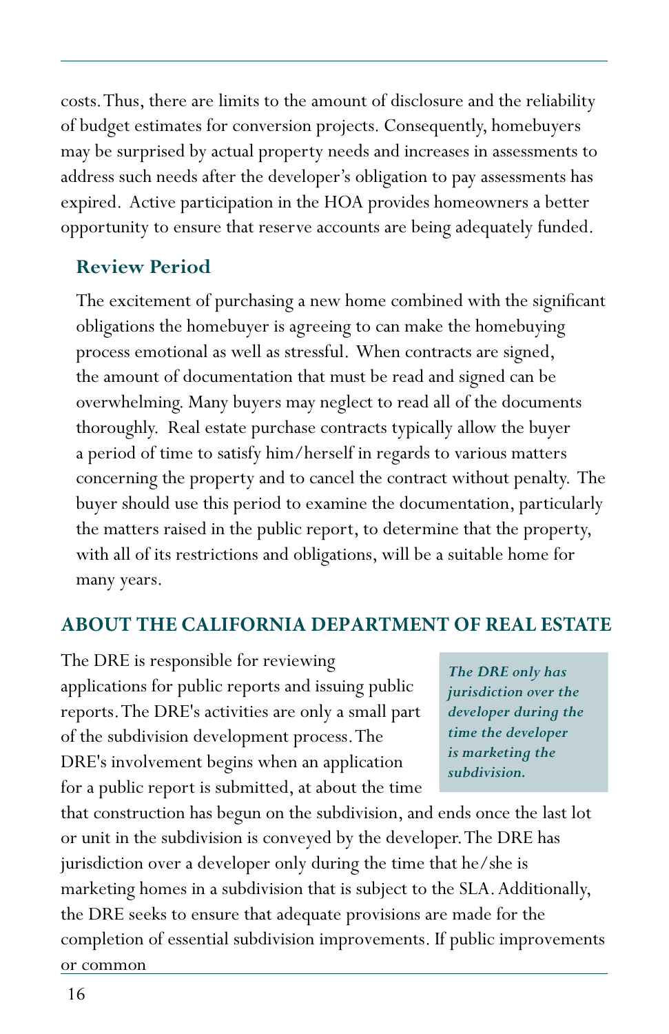costs. Thus, there are limits to the amount of disclosure and the reliability of budget estimates for conversion projects. Consequently, homebuyers may be surprised by actual property needs and increases in assessments to address such needs after the developer's obligation to pay assessments has expired. Active participation in the HOA provides homeowners a better opportunity to ensure that reserve accounts are being adequately funded.

### Review Period

The excitement of purchasing a new home combined with the significant obligations the homebuyer is agreeing to can make the homebuying process emotional as well as stressful. When contracts are signed, the amount of documentation that must be read and signed can be overwhelming. Many buyers may neglect to read all of the documents thoroughly. Real estate purchase contracts typically allow the buyer a period of time to satisfy him/herself in regards to various matters concerning the property and to cancel the contract without penalty. The buyer should use this period to examine the documentation, particularly the matters raised in the public report, to determine that the property, with all of its restrictions and obligations, will be a suitable home for many years.

## ABOUT THE CALIFORNIA DEPARTMENT OF REAL ESTATE

> ***The DRE only has jurisdiction over the developer during the time the developer is marketing the subdivision.***

The DRE is responsible for reviewing applications for public reports and issuing public reports. The DRE's activities are only a small part of the subdivision development process. The DRE's involvement begins when an application for a public report is submitted, at about the time that construction has begun on the subdivision, and ends once the last lot or unit in the subdivision is conveyed by the developer. The DRE has jurisdiction over a developer only during the time that he/she is marketing homes in a subdivision that is subject to the SLA. Additionally, the DRE seeks to ensure that adequate provisions are made for the completion of essential subdivision improvements. If public improvements or common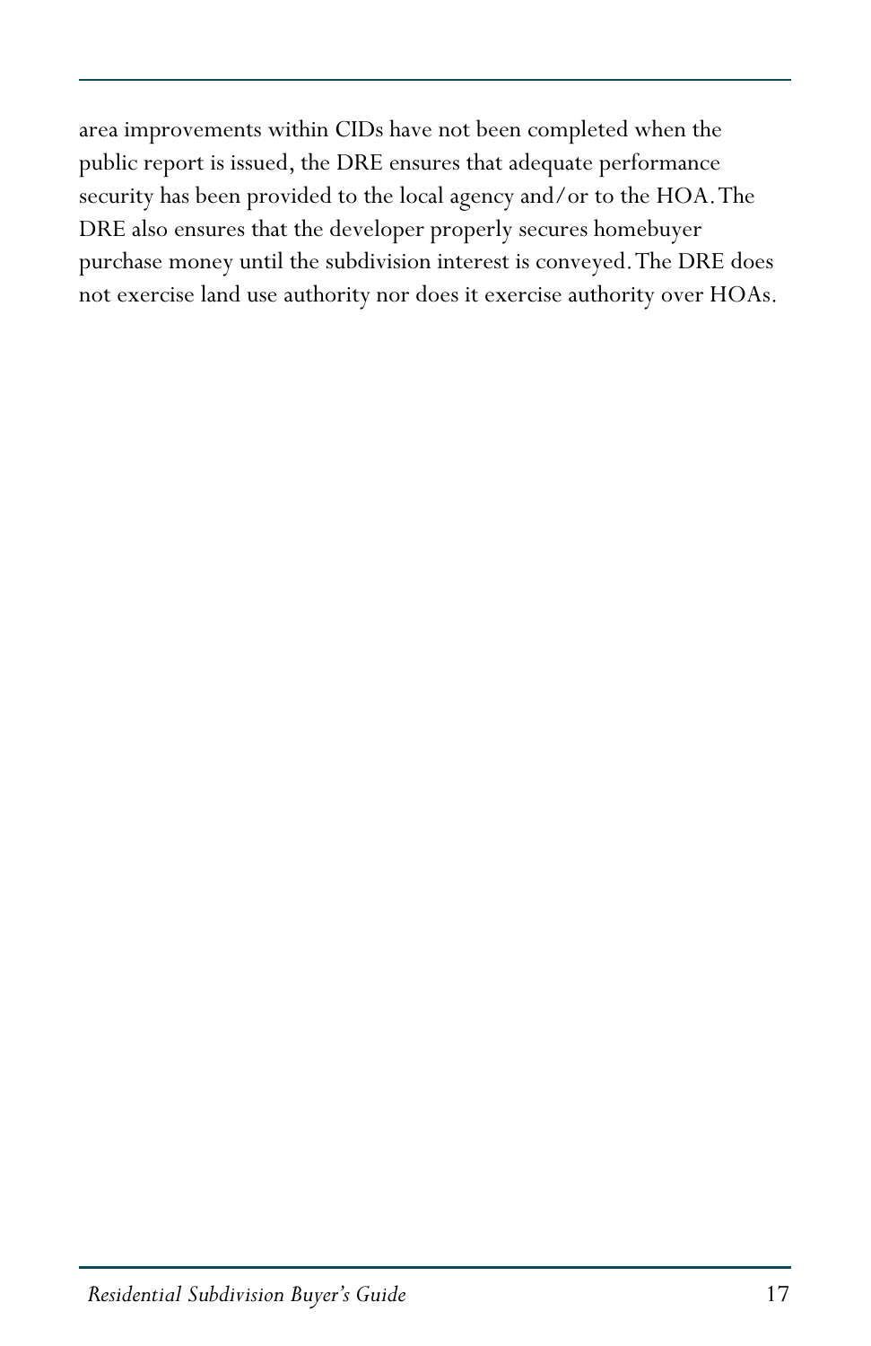area improvements within CIDs have not been completed when the public report is issued, the DRE ensures that adequate performance security has been provided to the local agency and/or to the HOA. The DRE also ensures that the developer properly secures homebuyer purchase money until the subdivision interest is conveyed. The DRE does not exercise land use authority nor does it exercise authority over HOAs.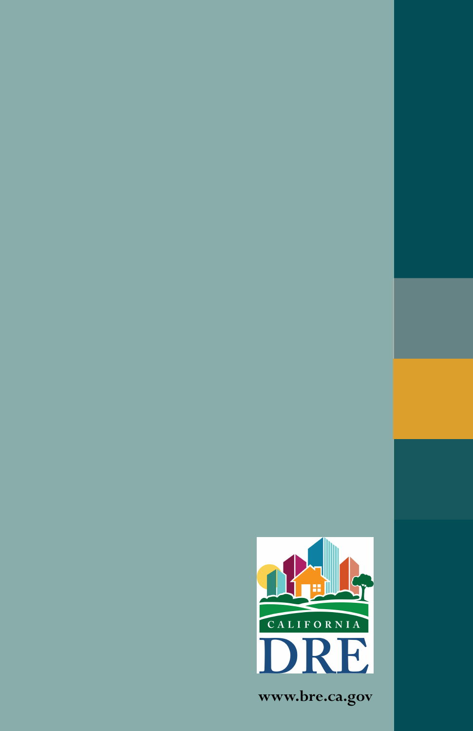CALIFORNIA

DRE

www.bre.ca.gov